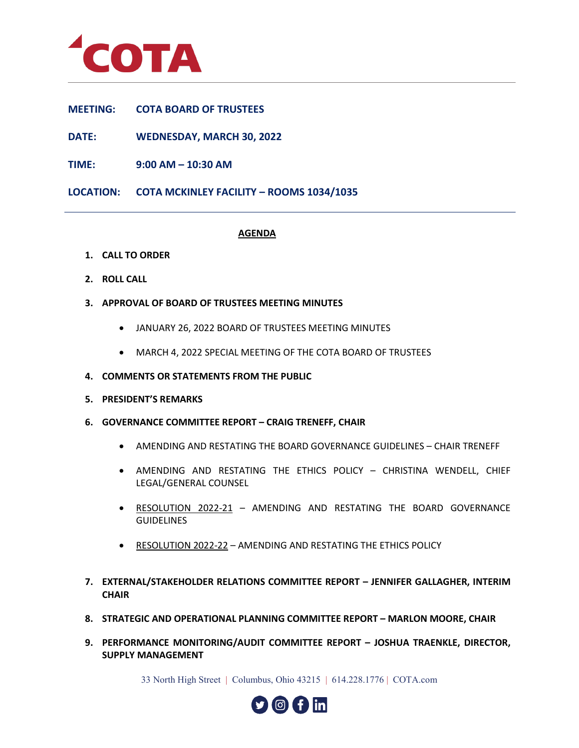# COTA

**MEETING:** COTA BOARD OF TRUSTEES

**DATE:** WEDNESDAY, MARCH 30, 2022

**TIME:** 9:00 AM – 10:30 AM

**LOCATION:** COTA MCKINLEY FACILITY – ROOMS 1034/1035

---

## AGENDA

1. **CALL TO ORDER**

2. **ROLL CALL**

3. **APPROVAL OF BOARD OF TRUSTEES MEETING MINUTES**

   - JANUARY 26, 2022 BOARD OF TRUSTEES MEETING MINUTES
   - MARCH 4, 2022 SPECIAL MEETING OF THE COTA BOARD OF TRUSTEES

4. **COMMENTS OR STATEMENTS FROM THE PUBLIC**

5. **PRESIDENT'S REMARKS**

6. **GOVERNANCE COMMITTEE REPORT – CRAIG TRENEFF, CHAIR**

   - AMENDING AND RESTATING THE BOARD GOVERNANCE GUIDELINES – CHAIR TRENEFF
   - AMENDING AND RESTATING THE ETHICS POLICY – CHRISTINA WENDELL, CHIEF LEGAL/GENERAL COUNSEL
   - RESOLUTION 2022-21 – AMENDING AND RESTATING THE BOARD GOVERNANCE GUIDELINES
   - RESOLUTION 2022-22 – AMENDING AND RESTATING THE ETHICS POLICY

7. **EXTERNAL/STAKEHOLDER RELATIONS COMMITTEE REPORT – JENNIFER GALLAGHER, INTERIM CHAIR**

8. **STRATEGIC AND OPERATIONAL PLANNING COMMITTEE REPORT – MARLON MOORE, CHAIR**

9. **PERFORMANCE MONITORING/AUDIT COMMITTEE REPORT – JOSHUA TRAENKLE, DIRECTOR, SUPPLY MANAGEMENT**

33 North High Street | Columbus, Ohio 43215 | 614.228.1776 | COTA.com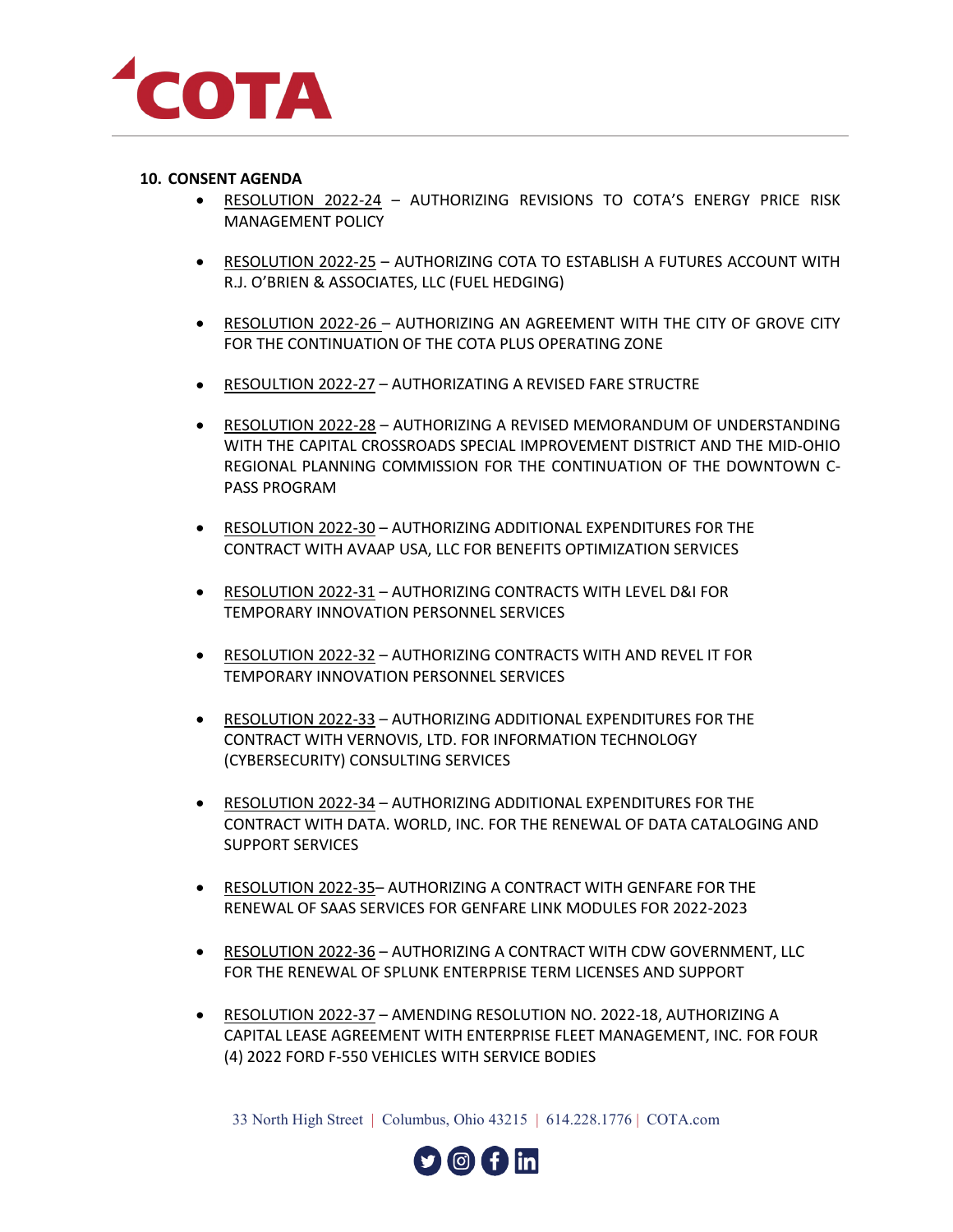**10. CONSENT AGENDA**

- RESOLUTION 2022-24 – AUTHORIZING REVISIONS TO COTA'S ENERGY PRICE RISK MANAGEMENT POLICY

- RESOLUTION 2022-25 – AUTHORIZING COTA TO ESTABLISH A FUTURES ACCOUNT WITH R.J. O'BRIEN & ASSOCIATES, LLC (FUEL HEDGING)

- RESOLUTION 2022-26 – AUTHORIZING AN AGREEMENT WITH THE CITY OF GROVE CITY FOR THE CONTINUATION OF THE COTA PLUS OPERATING ZONE

- RESOULTION 2022-27 – AUTHORIZATING A REVISED FARE STRUCTRE

- RESOLUTION 2022-28 – AUTHORIZING A REVISED MEMORANDUM OF UNDERSTANDING WITH THE CAPITAL CROSSROADS SPECIAL IMPROVEMENT DISTRICT AND THE MID-OHIO REGIONAL PLANNING COMMISSION FOR THE CONTINUATION OF THE DOWNTOWN C-PASS PROGRAM

- RESOLUTION 2022-30 – AUTHORIZING ADDITIONAL EXPENDITURES FOR THE CONTRACT WITH AVAAP USA, LLC FOR BENEFITS OPTIMIZATION SERVICES

- RESOLUTION 2022-31 – AUTHORIZING CONTRACTS WITH LEVEL D&I FOR TEMPORARY INNOVATION PERSONNEL SERVICES

- RESOLUTION 2022-32 – AUTHORIZING CONTRACTS WITH AND REVEL IT FOR TEMPORARY INNOVATION PERSONNEL SERVICES

- RESOLUTION 2022-33 – AUTHORIZING ADDITIONAL EXPENDITURES FOR THE CONTRACT WITH VERNOVIS, LTD. FOR INFORMATION TECHNOLOGY (CYBERSECURITY) CONSULTING SERVICES

- RESOLUTION 2022-34 – AUTHORIZING ADDITIONAL EXPENDITURES FOR THE CONTRACT WITH DATA. WORLD, INC. FOR THE RENEWAL OF DATA CATALOGING AND SUPPORT SERVICES

- RESOLUTION 2022-35– AUTHORIZING A CONTRACT WITH GENFARE FOR THE RENEWAL OF SAAS SERVICES FOR GENFARE LINK MODULES FOR 2022-2023

- RESOLUTION 2022-36 – AUTHORIZING A CONTRACT WITH CDW GOVERNMENT, LLC FOR THE RENEWAL OF SPLUNK ENTERPRISE TERM LICENSES AND SUPPORT

- RESOLUTION 2022-37 – AMENDING RESOLUTION NO. 2022-18, AUTHORIZING A CAPITAL LEASE AGREEMENT WITH ENTERPRISE FLEET MANAGEMENT, INC. FOR FOUR (4) 2022 FORD F-550 VEHICLES WITH SERVICE BODIES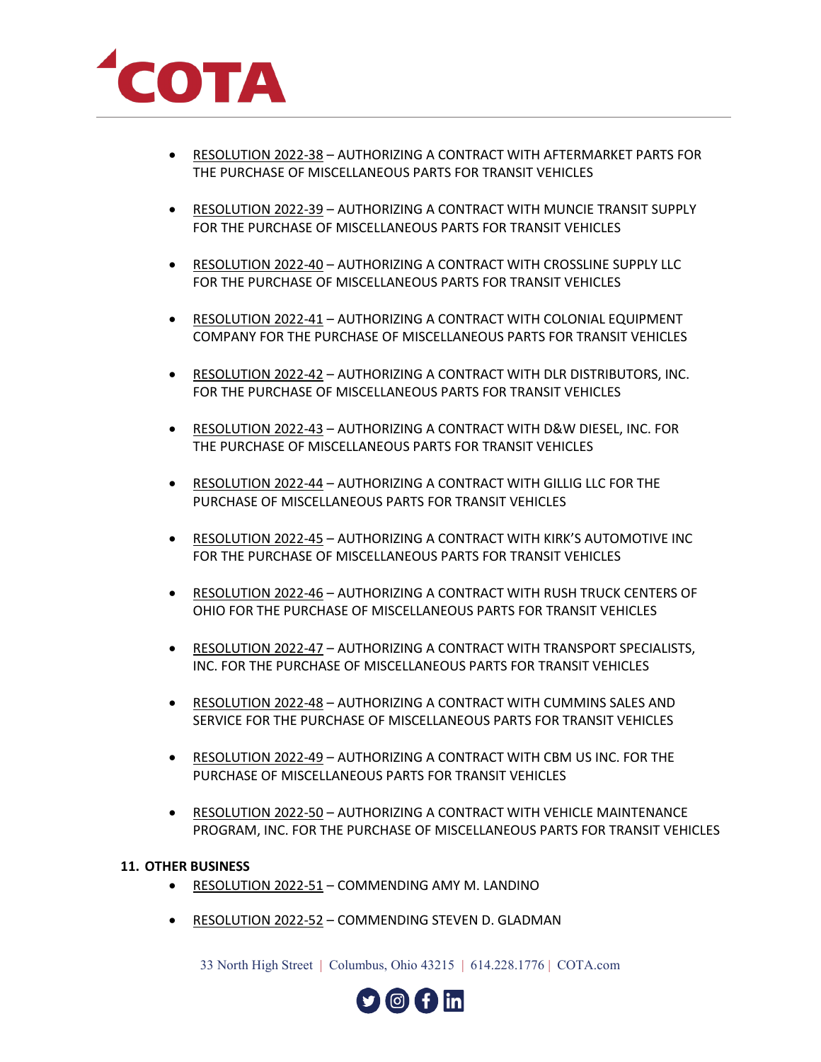- RESOLUTION 2022-38 – AUTHORIZING A CONTRACT WITH AFTERMARKET PARTS FOR THE PURCHASE OF MISCELLANEOUS PARTS FOR TRANSIT VEHICLES

- RESOLUTION 2022-39 – AUTHORIZING A CONTRACT WITH MUNCIE TRANSIT SUPPLY FOR THE PURCHASE OF MISCELLANEOUS PARTS FOR TRANSIT VEHICLES

- RESOLUTION 2022-40 – AUTHORIZING A CONTRACT WITH CROSSLINE SUPPLY LLC FOR THE PURCHASE OF MISCELLANEOUS PARTS FOR TRANSIT VEHICLES

- RESOLUTION 2022-41 – AUTHORIZING A CONTRACT WITH COLONIAL EQUIPMENT COMPANY FOR THE PURCHASE OF MISCELLANEOUS PARTS FOR TRANSIT VEHICLES

- RESOLUTION 2022-42 – AUTHORIZING A CONTRACT WITH DLR DISTRIBUTORS, INC. FOR THE PURCHASE OF MISCELLANEOUS PARTS FOR TRANSIT VEHICLES

- RESOLUTION 2022-43 – AUTHORIZING A CONTRACT WITH D&W DIESEL, INC. FOR THE PURCHASE OF MISCELLANEOUS PARTS FOR TRANSIT VEHICLES

- RESOLUTION 2022-44 – AUTHORIZING A CONTRACT WITH GILLIG LLC FOR THE PURCHASE OF MISCELLANEOUS PARTS FOR TRANSIT VEHICLES

- RESOLUTION 2022-45 – AUTHORIZING A CONTRACT WITH KIRK'S AUTOMOTIVE INC FOR THE PURCHASE OF MISCELLANEOUS PARTS FOR TRANSIT VEHICLES

- RESOLUTION 2022-46 – AUTHORIZING A CONTRACT WITH RUSH TRUCK CENTERS OF OHIO FOR THE PURCHASE OF MISCELLANEOUS PARTS FOR TRANSIT VEHICLES

- RESOLUTION 2022-47 – AUTHORIZING A CONTRACT WITH TRANSPORT SPECIALISTS, INC. FOR THE PURCHASE OF MISCELLANEOUS PARTS FOR TRANSIT VEHICLES

- RESOLUTION 2022-48 – AUTHORIZING A CONTRACT WITH CUMMINS SALES AND SERVICE FOR THE PURCHASE OF MISCELLANEOUS PARTS FOR TRANSIT VEHICLES

- RESOLUTION 2022-49 – AUTHORIZING A CONTRACT WITH CBM US INC. FOR THE PURCHASE OF MISCELLANEOUS PARTS FOR TRANSIT VEHICLES

- RESOLUTION 2022-50 – AUTHORIZING A CONTRACT WITH VEHICLE MAINTENANCE PROGRAM, INC. FOR THE PURCHASE OF MISCELLANEOUS PARTS FOR TRANSIT VEHICLES

**11. OTHER BUSINESS**

- RESOLUTION 2022-51 – COMMENDING AMY M. LANDINO

- RESOLUTION 2022-52 – COMMENDING STEVEN D. GLADMAN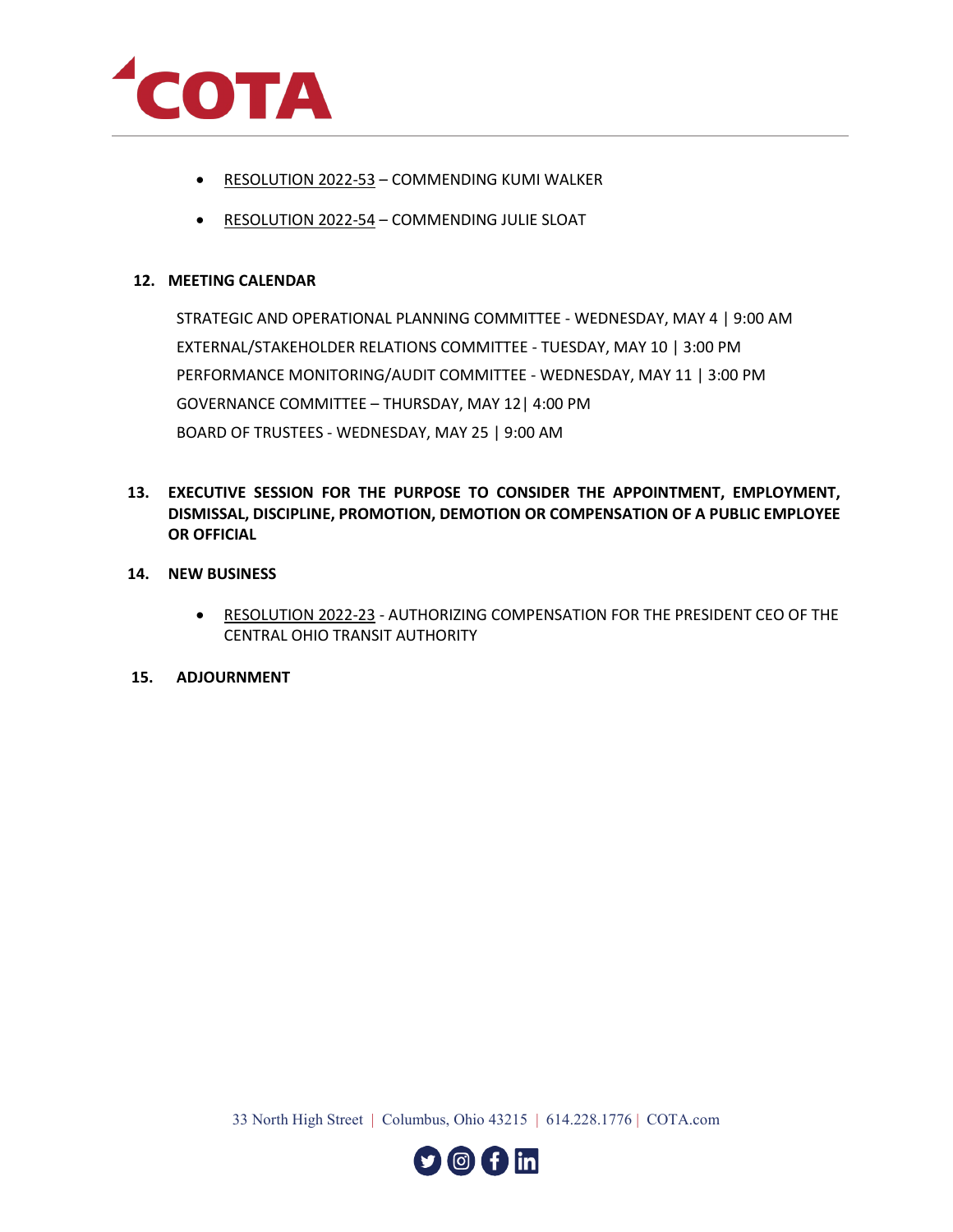- RESOLUTION 2022-53 – COMMENDING KUMI WALKER
- RESOLUTION 2022-54 – COMMENDING JULIE SLOAT

**12. MEETING CALENDAR**

STRATEGIC AND OPERATIONAL PLANNING COMMITTEE - WEDNESDAY, MAY 4 | 9:00 AM
EXTERNAL/STAKEHOLDER RELATIONS COMMITTEE - TUESDAY, MAY 10 | 3:00 PM
PERFORMANCE MONITORING/AUDIT COMMITTEE - WEDNESDAY, MAY 11 | 3:00 PM
GOVERNANCE COMMITTEE – THURSDAY, MAY 12| 4:00 PM
BOARD OF TRUSTEES - WEDNESDAY, MAY 25 | 9:00 AM

**13. EXECUTIVE SESSION FOR THE PURPOSE TO CONSIDER THE APPOINTMENT, EMPLOYMENT, DISMISSAL, DISCIPLINE, PROMOTION, DEMOTION OR COMPENSATION OF A PUBLIC EMPLOYEE OR OFFICIAL**

**14. NEW BUSINESS**

- RESOLUTION 2022-23 - AUTHORIZING COMPENSATION FOR THE PRESIDENT CEO OF THE CENTRAL OHIO TRANSIT AUTHORITY

**15. ADJOURNMENT**